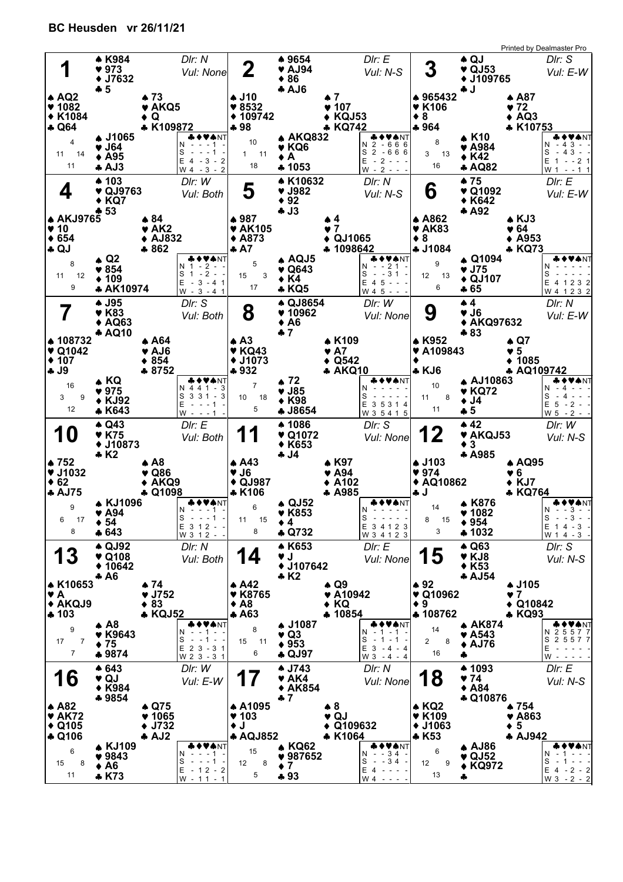# BC Heusden vr 26/11/21

Printed by Dealmaster Pro

## Board 1
Dlr: N — Vul: None

- **North:** ♠ K984 ♥ 973 ♦ J7632 ♣ 5
- **West:** ♠ AQ2 ♥ 1082 ♦ K1084 ♣ Q64
- **East:** ♠ 73 ♥ AKQ5 ♦ Q ♣ K109872
- **South:** ♠ J1065 ♥ J64 ♦ A95 ♣ AJ3

HCP: N 4, W 11, E 14, S 11

| | ♣ | ♦ | ♥ | ♠ | NT |
|---|---|---|---|---|---|
| N | - | - | - | 1 | - |
| S | - | - | - | 1 | - |
| E | 4 | - | 3 | - | 2 |
| W | 4 | - | 3 | - | 2 |

## Board 2
Dlr: E — Vul: N-S

- **North:** ♠ 9654 ♥ AJ94 ♦ 86 ♣ AJ6
- **West:** ♠ J10 ♥ 8532 ♦ 109742 ♣ 98
- **East:** ♠ 7 ♥ 107 ♦ KQJ53 ♣ KQ742
- **South:** ♠ AKQ832 ♥ KQ6 ♦ A ♣ 1053

HCP: N 10, W 1, E 11, S 18

| | ♣ | ♦ | ♥ | ♠ | NT |
|---|---|---|---|---|---|
| N | 2 | - | 6 | 6 | 6 |
| S | 2 | - | 6 | 6 | 6 |
| E | - | 2 | - | - | - |
| W | - | 2 | - | - | - |

## Board 3
Dlr: S — Vul: E-W

- **North:** ♠ QJ ♥ QJ53 ♦ J109765 ♣ J
- **West:** ♠ 965432 ♥ K106 ♦ 8 ♣ 964
- **East:** ♠ A87 ♥ 72 ♦ AQ3 ♣ K10753
- **South:** ♠ K10 ♥ A984 ♦ K42 ♣ AQ82

HCP: N 8, W 3, E 13, S 16

| | ♣ | ♦ | ♥ | ♠ | NT |
|---|---|---|---|---|---|
| N | - | 4 | 3 | - | - |
| S | - | 4 | 3 | - | - |
| E | 1 | - | - | 2 | 1 |
| W | 1 | - | - | 1 | 1 |

## Board 4
Dlr: W — Vul: Both

- **North:** ♠ 103 ♥ QJ9763 ♦ KQ7 ♣ 53
- **West:** ♠ AKJ9765 ♥ 10 ♦ 654 ♣ QJ
- **East:** ♠ 84 ♥ AK2 ♦ AJ832 ♣ 862
- **South:** ♠ Q2 ♥ 854 ♦ 109 ♣ AK10974

HCP: N 8, W 11, E 12, S 9

| | ♣ | ♦ | ♥ | ♠ | NT |
|---|---|---|---|---|---|
| N | 1 | - | 2 | - | - |
| S | 1 | - | 2 | - | - |
| E | - | 3 | - | 4 | 1 |
| W | - | 3 | - | 4 | 1 |

## Board 5
Dlr: N — Vul: N-S

- **North:** ♠ K10632 ♥ J982 ♦ 92 ♣ J3
- **West:** ♠ 987 ♥ AK105 ♦ A873 ♣ A7
- **East:** ♠ 4 ♥ 7 ♦ QJ1065 ♣ 1098642
- **South:** ♠ AQJ5 ♥ Q643 ♦ K4 ♣ KQ5

HCP: N 5, W 15, E 3, S 17

| | ♣ | ♦ | ♥ | ♠ | NT |
|---|---|---|---|---|---|
| N | - | - | 2 | 1 | - |
| S | - | - | 3 | 1 | - |
| E | 4 | 5 | - | - | - |
| W | 4 | 5 | - | - | - |

## Board 6
Dlr: E — Vul: E-W

- **North:** ♠ 75 ♥ Q1092 ♦ K642 ♣ A92
- **West:** ♠ A862 ♥ AK83 ♦ 8 ♣ J1084
- **East:** ♠ KJ3 ♥ 64 ♦ A953 ♣ KQ73
- **South:** ♠ Q1094 ♥ J75 ♦ QJ107 ♣ 65

HCP: N 9, W 12, E 13, S 6

| | ♣ | ♦ | ♥ | ♠ | NT |
|---|---|---|---|---|---|
| N | - | - | - | - | - |
| S | - | - | - | - | - |
| E | 4 | 1 | 2 | 3 | 2 |
| W | 4 | 1 | 2 | 3 | 2 |

## Board 7
Dlr: S — Vul: Both

- **North:** ♠ J95 ♥ K83 ♦ AQ63 ♣ AQ10
- **West:** ♠ 108732 ♥ Q1042 ♦ 107 ♣ J9
- **East:** ♠ A64 ♥ AJ6 ♦ 854 ♣ 8752
- **South:** ♠ KQ ♥ 975 ♦ KJ92 ♣ K643

HCP: N 16, W 3, E 9, S 12

| | ♣ | ♦ | ♥ | ♠ | NT |
|---|---|---|---|---|---|
| N | 4 | 4 | 1 | - | 3 |
| S | 3 | 3 | 1 | - | 3 |
| E | - | - | - | 1 | - |
| W | - | - | - | 1 | - |

## Board 8
Dlr: W — Vul: None

- **North:** ♠ QJ8654 ♥ 10962 ♦ A6 ♣ 7
- **West:** ♠ A3 ♥ KQ43 ♦ J1073 ♣ 932
- **East:** ♠ K109 ♥ A7 ♦ Q542 ♣ AKQ10
- **South:** ♠ 72 ♥ J85 ♦ K98 ♣ J8654

HCP: N 7, W 10, E 18, S 5

| | ♣ | ♦ | ♥ | ♠ | NT |
|---|---|---|---|---|---|
| N | - | - | - | - | - |
| S | - | - | - | - | - |
| E | 3 | 5 | 3 | 1 | 4 |
| W | 3 | 5 | 4 | 1 | 5 |

## Board 9
Dlr: N — Vul: E-W

- **North:** ♠ 4 ♥ J6 ♦ AKQ97632 ♣ 83
- **West:** ♠ K952 ♥ A109843 ♦ — ♣ KJ6
- **East:** ♠ Q7 ♥ 5 ♦ 1085 ♣ AQ109742
- **South:** ♠ AJ10863 ♥ KQ72 ♦ J4 ♣ 5

HCP: N 10, W 11, E 8, S 11

| | ♣ | ♦ | ♥ | ♠ | NT |
|---|---|---|---|---|---|
| N | - | 4 | - | - | - |
| S | - | 4 | - | - | - |
| E | 5 | - | 2 | - | - |
| W | 5 | - | 2 | - | - |

## Board 10
Dlr: E — Vul: Both

- **North:** ♠ Q43 ♥ K75 ♦ J10873 ♣ K2
- **West:** ♠ 752 ♥ J1032 ♦ 62 ♣ AJ75
- **East:** ♠ A8 ♥ Q86 ♦ AKQ9 ♣ Q1098
- **South:** ♠ KJ1096 ♥ A94 ♦ 54 ♣ 643

HCP: N 9, W 6, E 17, S 8

| | ♣ | ♦ | ♥ | ♠ | NT |
|---|---|---|---|---|---|
| N | - | - | - | 1 | - |
| S | 1 | - | - | 1 | - |
| E | 3 | 1 | 2 | - | - |
| W | 3 | 1 | 2 | - | - |

## Board 11
Dlr: S — Vul: None

- **North:** ♠ 1086 ♥ Q1072 ♦ K653 ♣ J4
- **West:** ♠ A43 ♥ J6 ♦ QJ987 ♣ K106
- **East:** ♠ K97 ♥ A94 ♦ A102 ♣ A985
- **South:** ♠ QJ52 ♥ K853 ♦ 4 ♣ Q732

HCP: N 6, W 11, E 15, S 8

| | ♣ | ♦ | ♥ | ♠ | NT |
|---|---|---|---|---|---|
| N | - | - | - | - | - |
| S | - | - | - | - | - |
| E | 3 | 4 | 1 | 2 | 3 |
| W | 3 | 4 | 1 | 2 | 3 |

## Board 12
Dlr: W — Vul: N-S

- **North:** ♠ 42 ♥ AKQJ53 ♦ 3 ♣ A985
- **West:** ♠ J103 ♥ 974 ♦ AQ10862 ♣ J
- **East:** ♠ AQ95 ♥ 6 ♦ KJ7 ♣ KQ764
- **South:** ♠ K876 ♥ 1082 ♦ 954 ♣ 1032

HCP: N 14, W 8, E 15, S 3

| | ♣ | ♦ | ♥ | ♠ | NT |
|---|---|---|---|---|---|
| N | - | - | 3 | - | - |
| S | - | - | 3 | - | - |
| E | 1 | 4 | - | 3 | - |
| W | 1 | 4 | - | 3 | - |

## Board 13
Dlr: N — Vul: Both

- **North:** ♠ QJ92 ♥ Q108 ♦ 10642 ♣ A6
- **West:** ♠ K10653 ♥ A ♦ AKQJ9 ♣ 103
- **East:** ♠ 74 ♥ J752 ♦ 83 ♣ KQJ52
- **South:** ♠ A8 ♥ K9643 ♦ 75 ♣ 9874

HCP: N 9, W 17, E 7, S 7

| | ♣ | ♦ | ♥ | ♠ | NT |
|---|---|---|---|---|---|
| N | - | - | 1 | - | - |
| S | - | - | 1 | - | - |
| E | 2 | 3 | - | 3 | 1 |
| W | 2 | 3 | - | 3 | 1 |

## Board 14
Dlr: E — Vul: None

- **North:** ♠ K653 ♥ J ♦ J107642 ♣ K2
- **West:** ♠ A42 ♥ K8765 ♦ A8 ♣ A63
- **East:** ♠ Q9 ♥ A10942 ♦ KQ ♣ 10854
- **South:** ♠ J1087 ♥ Q3 ♦ 953 ♣ QJ97

HCP: N 8, W 15, E 11, S 6

| | ♣ | ♦ | ♥ | ♠ | NT |
|---|---|---|---|---|---|
| N | - | 1 | - | 1 | - |
| S | - | 1 | - | 1 | - |
| E | 3 | - | 4 | - | 4 |
| W | 3 | - | 4 | - | 4 |

## Board 15
Dlr: S — Vul: N-S

- **North:** ♠ Q63 ♥ KJ8 ♦ K53 ♣ AJ54
- **West:** ♠ 92 ♥ Q10962 ♦ 9 ♣ 108762
- **East:** ♠ J105 ♥ 7 ♦ Q10842 ♣ KQ93
- **South:** ♠ AK874 ♥ A543 ♦ AJ76 ♣ —

HCP: N 14, W 2, E 8, S 16

| | ♣ | ♦ | ♥ | ♠ | NT |
|---|---|---|---|---|---|
| N | 2 | 5 | 5 | 7 | 7 |
| S | 2 | 5 | 5 | 7 | 7 |
| E | - | - | - | - | - |
| W | - | - | - | - | - |

## Board 16
Dlr: W — Vul: E-W

- **North:** ♠ 643 ♥ QJ ♦ K984 ♣ 9854
- **West:** ♠ A82 ♥ AK72 ♦ Q105 ♣ Q106
- **East:** ♠ Q75 ♥ 1065 ♦ J732 ♣ AJ2
- **South:** ♠ KJ109 ♥ 9843 ♦ A6 ♣ K73

HCP: N 6, W 15, E 8, S 11

| | ♣ | ♦ | ♥ | ♠ | NT |
|---|---|---|---|---|---|
| N | - | - | - | 1 | - |
| S | - | - | - | 1 | - |
| E | - | 1 | 2 | - | 2 |
| W | - | 1 | 1 | - | 1 |

## Board 17
Dlr: N — Vul: None

- **North:** ♠ J743 ♥ AK4 ♦ AK854 ♣ 7
- **West:** ♠ A1095 ♥ 103 ♦ J ♣ AQJ852
- **East:** ♠ 8 ♥ QJ ♦ Q109632 ♣ K1064
- **South:** ♠ KQ62 ♥ 987652 ♦ 7 ♣ 93

HCP: N 15, W 12, E 8, S 5

| | ♣ | ♦ | ♥ | ♠ | NT |
|---|---|---|---|---|---|
| N | - | - | 3 | 4 | - |
| S | - | - | 3 | 4 | - |
| E | 4 | - | - | - | - |
| W | 4 | - | - | - | - |

## Board 18
Dlr: E — Vul: N-S

- **North:** ♠ 1093 ♥ 74 ♦ A84 ♣ Q10876
- **West:** ♠ KQ2 ♥ K109 ♦ J1063 ♣ K53
- **East:** ♠ 754 ♥ A863 ♦ 5 ♣ AJ942
- **South:** ♠ AJ86 ♥ QJ52 ♦ KQ972 ♣ —

HCP: N 6, W 12, E 9, S 13

| | ♣ | ♦ | ♥ | ♠ | NT |
|---|---|---|---|---|---|
| N | - | 1 | - | - | - |
| S | - | 1 | - | - | - |
| E | 4 | - | 2 | - | 2 |
| W | 3 | - | 2 | - | 2 |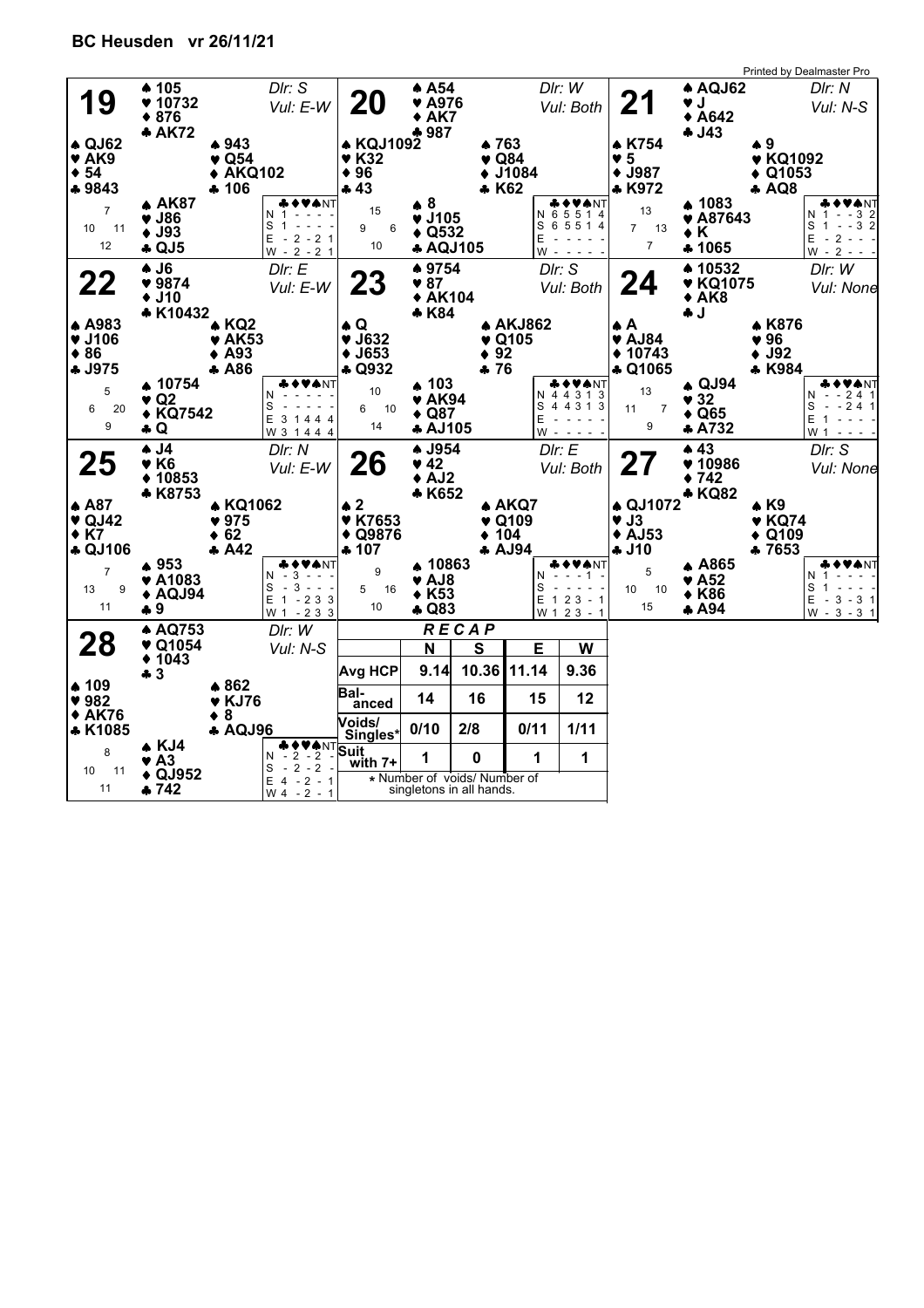## BC Heusden vr 26/11/21

Printed by Dealmaster Pro

### Board 19
Dlr: S, Vul: E-W

North: ♠ 105 ♥ 10732 ♦ 876 ♣ AK72
West: ♠ QJ62 ♥ AK9 ♦ 54 ♣ 9843
East: ♠ 943 ♥ Q54 ♦ AKQ102 ♣ 106
South: ♠ AK87 ♥ J86 ♦ J93 ♣ QJ5

HCP: N 7, W 10, E 11, S 12

| | ♣ | ♦ | ♥ | ♠ | NT |
|---|---|---|---|---|---|
| N | 1 | - | - | - | - |
| S | 1 | - | - | - | - |
| E | - | 2 | - | 2 | 1 |
| W | - | 2 | - | 2 | 1 |

### Board 20
Dlr: W, Vul: Both

North: ♠ A54 ♥ A976 ♦ AK7 ♣ 987
West: ♠ KQJ1092 ♥ K32 ♦ 96 ♣ 43
East: ♠ 763 ♥ Q84 ♦ J1084 ♣ K62
South: ♠ 8 ♥ J105 ♦ Q532 ♣ AQJ105

HCP: N 15, W 9, E 6, S 10

| | ♣ | ♦ | ♥ | ♠ | NT |
|---|---|---|---|---|---|
| N | 6 | 5 | 5 | 1 | 4 |
| S | 6 | 5 | 5 | 1 | 4 |
| E | - | - | - | - | - |
| W | - | - | - | - | - |

### Board 21
Dlr: N, Vul: N-S

North: ♠ AQJ62 ♥ J ♦ A642 ♣ J43
West: ♠ K754 ♥ 5 ♦ J987 ♣ K972
East: ♠ 9 ♥ KQ1092 ♦ Q1053 ♣ AQ8
South: ♠ 1083 ♥ A87643 ♦ K ♣ 1065

HCP: N 13, W 7, E 13, S 7

| | ♣ | ♦ | ♥ | ♠ | NT |
|---|---|---|---|---|---|
| N | 1 | - | - | 3 | 2 |
| S | 1 | - | - | 3 | 2 |
| E | - | 2 | - | - | - |
| W | - | 2 | - | - | - |

### Board 22
Dlr: E, Vul: E-W

North: ♠ J6 ♥ 9874 ♦ J10 ♣ K10432
West: ♠ A983 ♥ J106 ♦ 86 ♣ J975
East: ♠ KQ2 ♥ AK53 ♦ A93 ♣ A86
South: ♠ 10754 ♥ Q2 ♦ KQ7542 ♣ Q

HCP: N 5, W 6, E 20, S 9

| | ♣ | ♦ | ♥ | ♠ | NT |
|---|---|---|---|---|---|
| N | - | - | - | - | - |
| S | - | - | - | - | - |
| E | 3 | 1 | 4 | 4 | 4 |
| W | 3 | 1 | 4 | 4 | 4 |

### Board 23
Dlr: S, Vul: Both

North: ♠ 9754 ♥ 87 ♦ AK104 ♣ K84
West: ♠ Q ♥ J632 ♦ J653 ♣ Q932
East: ♠ AKJ862 ♥ Q105 ♦ 92 ♣ 76
South: ♠ 103 ♥ AK94 ♦ Q87 ♣ AJ105

HCP: N 10, W 6, E 10, S 14

| | ♣ | ♦ | ♥ | ♠ | NT |
|---|---|---|---|---|---|
| N | 4 | 4 | 3 | 1 | 3 |
| S | 4 | 4 | 3 | 1 | 3 |
| E | - | - | - | - | - |
| W | - | - | - | - | - |

### Board 24
Dlr: W, Vul: None

North: ♠ 10532 ♥ KQ1075 ♦ AK8 ♣ J
West: ♠ A ♥ AJ84 ♦ 10743 ♣ Q1065
East: ♠ K876 ♥ 96 ♦ J92 ♣ K984
South: ♠ QJ94 ♥ 32 ♦ Q65 ♣ A732

HCP: N 13, W 11, E 7, S 9

| | ♣ | ♦ | ♥ | ♠ | NT |
|---|---|---|---|---|---|
| N | - | - | 2 | 4 | 1 |
| S | - | - | 2 | 4 | 1 |
| E | 1 | - | - | - | - |
| W | 1 | - | - | - | - |

### Board 25
Dlr: N, Vul: E-W

North: ♠ J4 ♥ K6 ♦ 10853 ♣ K8753
West: ♠ A87 ♥ QJ42 ♦ K7 ♣ QJ106
East: ♠ KQ1062 ♥ 975 ♦ 62 ♣ A42
South: ♠ 953 ♥ A1083 ♦ AQJ94 ♣ 9

HCP: N 7, W 13, E 9, S 11

| | ♣ | ♦ | ♥ | ♠ | NT |
|---|---|---|---|---|---|
| N | - | 3 | - | - | - |
| S | - | 3 | - | - | - |
| E | 1 | - | 2 | 3 | 3 |
| W | 1 | - | 2 | 3 | 3 |

### Board 26
Dlr: E, Vul: Both

North: ♠ J954 ♥ 42 ♦ AJ2 ♣ K652
West: ♠ 2 ♥ K7653 ♦ Q9876 ♣ 107
East: ♠ AKQ7 ♥ Q109 ♦ 104 ♣ AJ94
South: ♠ 10863 ♥ AJ8 ♦ K53 ♣ Q83

HCP: N 9, W 5, E 16, S 10

| | ♣ | ♦ | ♥ | ♠ | NT |
|---|---|---|---|---|---|
| N | - | - | - | 1 | - |
| S | - | - | - | - | - |
| E | 1 | 2 | 3 | - | 1 |
| W | 1 | 2 | 3 | - | 1 |

### Board 27
Dlr: S, Vul: None

North: ♠ 43 ♥ 10986 ♦ 742 ♣ KQ82
West: ♠ QJ1072 ♥ J3 ♦ AJ53 ♣ J10
East: ♠ K9 ♥ KQ74 ♦ Q109 ♣ 7653
South: ♠ A865 ♥ A52 ♦ K86 ♣ A94

HCP: N 5, W 10, E 10, S 15

| | ♣ | ♦ | ♥ | ♠ | NT |
|---|---|---|---|---|---|
| N | 1 | - | - | - | - |
| S | 1 | - | - | - | - |
| E | - | 3 | - | 3 | 1 |
| W | - | 3 | - | 3 | 1 |

### Board 28
Dlr: W, Vul: N-S

North: ♠ AQ753 ♥ Q1054 ♦ 1043 ♣ 3
West: ♠ 109 ♥ 982 ♦ AK76 ♣ K1085
East: ♠ 862 ♥ KJ76 ♦ 8 ♣ AQJ96
South: ♠ KJ4 ♥ A3 ♦ QJ952 ♣ 742

HCP: N 8, W 10, E 11, S 11

| | ♣ | ♦ | ♥ | ♠ | NT |
|---|---|---|---|---|---|
| N | - | 2 | - | 2 | - |
| S | - | 2 | - | 2 | - |
| E | 4 | - | 2 | - | 1 |
| W | 4 | - | 2 | - | 1 |

### RECAP

| | N | S | E | W |
|---|---|---|---|---|
| Avg HCP | 9.14 | 10.36 | 11.14 | 9.36 |
| Balanced | 14 | 16 | 15 | 12 |
| Voids/ Singles* | 0/10 | 2/8 | 0/11 | 1/11 |
| Suit with 7+ | 1 | 0 | 1 | 1 |

\* Number of voids/ Number of singletons in all hands.